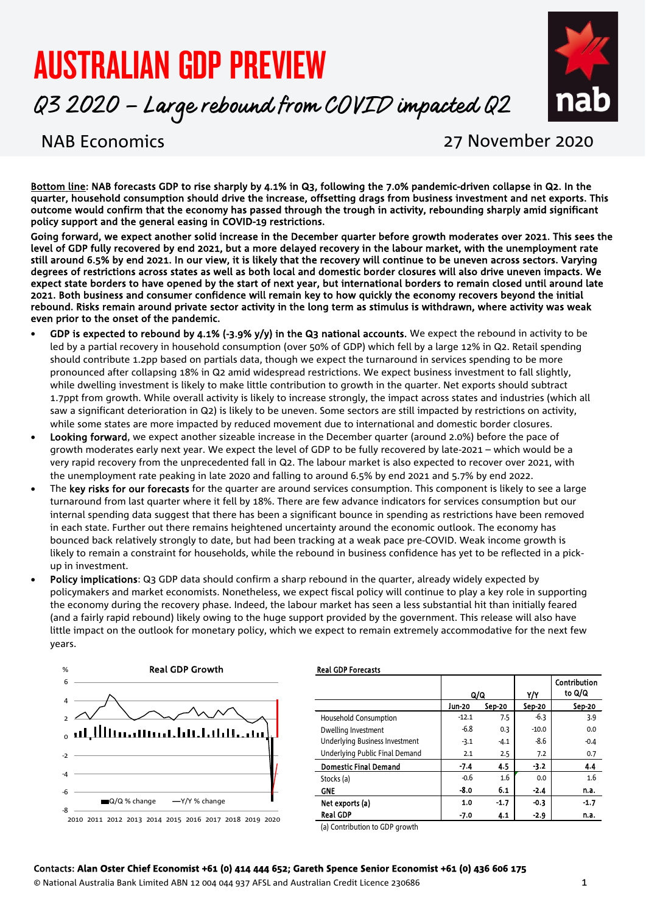# AUSTRALIAN GDP PREVIEW

## *Q3 2020 – Large rebound from COVID impacted Q2*

NAB Economics

27 November 2020

**Bottom line: NAB forecasts GDP to rise sharply by 4.1% in Q3, following the 7.0% pandemic-driven collapse in Q2. In the quarter, household consumption should drive the increase, offsetting drags from business investment and net exports. This outcome would confirm that the economy has passed through the trough in activity, rebounding sharply amid significant policy support and the general easing in COVID-19 restrictions.**

**Going forward, we expect another solid increase in the December quarter before growth moderates over 2021. This sees the level of GDP fully recovered by end 2021, but a more delayed recovery in the labour market, with the unemployment rate still around 6.5% by end 2021. In our view, it is likely that the recovery will continue to be uneven across sectors. Varying degrees of restrictions across states as well as both local and domestic border closures will also drive uneven impacts. We expect state borders to have opened by the start of next year, but international borders to remain closed until around late 2021. Both business and consumer confidence will remain key to how quickly the economy recovers beyond the initial rebound. Risks remain around private sector activity in the long term as stimulus is withdrawn, where activity was weak even prior to the onset of the pandemic.**

- **GDP is expected to rebound by 4.1% (-3.9% y/y) in the Q3 national accounts**. We expect the rebound in activity to be led by a partial recovery in household consumption (over 50% of GDP) which fell by a large 12% in Q2. Retail spending should contribute 1.2pp based on partials data, though we expect the turnaround in services spending to be more pronounced after collapsing 18% in Q2 amid widespread restrictions. We expect business investment to fall slightly, while dwelling investment is likely to make little contribution to growth in the quarter. Net exports should subtract 1.7ppt from growth. While overall activity is likely to increase strongly, the impact across states and industries (which all saw a significant deterioration in Q2) is likely to be uneven. Some sectors are still impacted by restrictions on activity, while some states are more impacted by reduced movement due to international and domestic border closures.
- **Looking forward**, we expect another sizeable increase in the December quarter (around 2.0%) before the pace of growth moderates early next year. We expect the level of GDP to be fully recovered by late-2021 – which would be a very rapid recovery from the unprecedented fall in Q2. The labour market is also expected to recover over 2021, with the unemployment rate peaking in late 2020 and falling to around 6.5% by end 2021 and 5.7% by end 2022.
- The **key risks for our forecasts** for the quarter are around services consumption. This component is likely to see a large turnaround from last quarter where it fell by 18%. There are few advance indicators for services consumption but our internal spending data suggest that there has been a significant bounce in spending as restrictions have been removed in each state. Further out there remains heightened uncertainty around the economic outlook. The economy has bounced back relatively strongly to date, but had been tracking at a weak pace pre-COVID. Weak income growth is likely to remain a constraint for households, while the rebound in business confidence has yet to be reflected in a pick-up in investment.
- **Policy implications**: Q3 GDP data should confirm a sharp rebound in the quarter, already widely expected by policymakers and market economists. Nonetheless, we expect fiscal policy will continue to play a key role in supporting the economy during the recovery phase. Indeed, the labour market has seen a less substantial hit than initially feared (and a fairly rapid rebound) likely owing to the huge support provided by the government. This release will also have little impact on the outlook for monetary policy, which we expect to remain extremely accommodative for the next few years.

**Real GDP Growth**

**Real GDP Forecasts**

| | Q/Q | | Y/Y | Contribution to Q/Q |
|---|---|---|---|---|
| | Jun-20 | Sep-20 | Sep-20 | Sep-20 |
| Household Consumption | -12.1 | 7.5 | -6.3 | 3.9 |
| Dwelling Investment | -6.8 | 0.3 | -10.0 | 0.0 |
| Underlying Business Investment | -3.1 | -4.1 | -8.6 | -0.4 |
| Underlying Public Final Demand | 2.1 | 2.5 | 7.2 | 0.7 |
| **Domestic Final Demand** | **-7.4** | **4.5** | **-3.2** | **4.4** |
| Stocks (a) | -0.6 | 1.6 | 0.0 | 1.6 |
| **GNE** | **-8.0** | **6.1** | **-2.4** | **n.a.** |
| **Net exports (a)** | **1.0** | **-1.7** | **-0.3** | **-1.7** |
| **Real GDP** | **-7.0** | **4.1** | **-2.9** | **n.a.** |

(a) Contribution to GDP growth

Contacts: **Alan Oster Chief Economist +61 (0) 414 444 652; Gareth Spence Senior Economist +61 (0) 436 606 175**

© National Australia Bank Limited ABN 12 004 044 937 AFSL and Australian Credit Licence 230686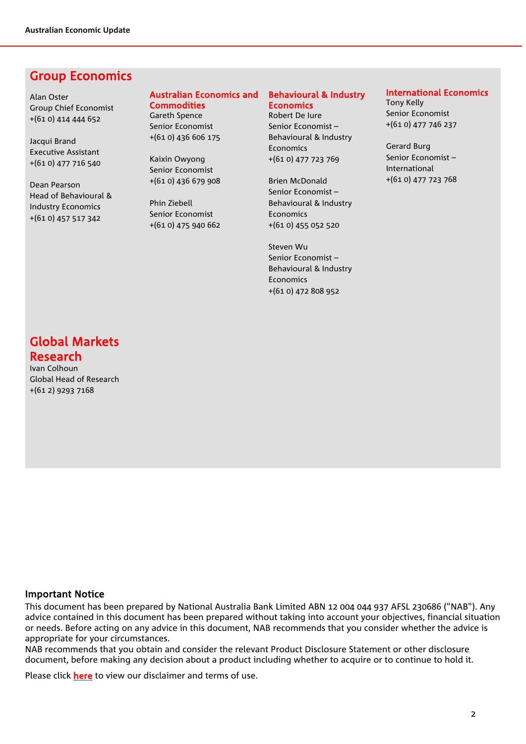## Group Economics

Alan Oster
Group Chief Economist
+(61 0) 414 444 652

Jacqui Brand
Executive Assistant
+(61 0) 477 716 540

Dean Pearson
Head of Behavioural & Industry Economics
+(61 0) 457 517 342

### Australian Economics and Commodities

Gareth Spence
Senior Economist
+(61 0) 436 606 175

Kaixin Owyong
Senior Economist
+(61 0) 436 679 908

Phin Ziebell
Senior Economist
+(61 0) 475 940 662

### Behavioural & Industry Economics

Robert De Iure
Senior Economist – Behavioural & Industry Economics
+(61 0) 477 723 769

Brien McDonald
Senior Economist – Behavioural & Industry Economics
+(61 0) 455 052 520

Steven Wu
Senior Economist – Behavioural & Industry Economics
+(61 0) 472 808 952

### International Economics

Tony Kelly
Senior Economist
+(61 0) 477 746 237

Gerard Burg
Senior Economist – International
+(61 0) 477 723 768

## Global Markets Research

Ivan Colhoun
Global Head of Research
+(61 2) 9293 7168

### Important Notice

This document has been prepared by National Australia Bank Limited ABN 12 004 044 937 AFSL 230686 ("NAB"). Any advice contained in this document has been prepared without taking into account your objectives, financial situation or needs. Before acting on any advice in this document, NAB recommends that you consider whether the advice is appropriate for your circumstances.
NAB recommends that you obtain and consider the relevant Product Disclosure Statement or other disclosure document, before making any decision about a product including whether to acquire or to continue to hold it.

Please click **here** to view our disclaimer and terms of use.